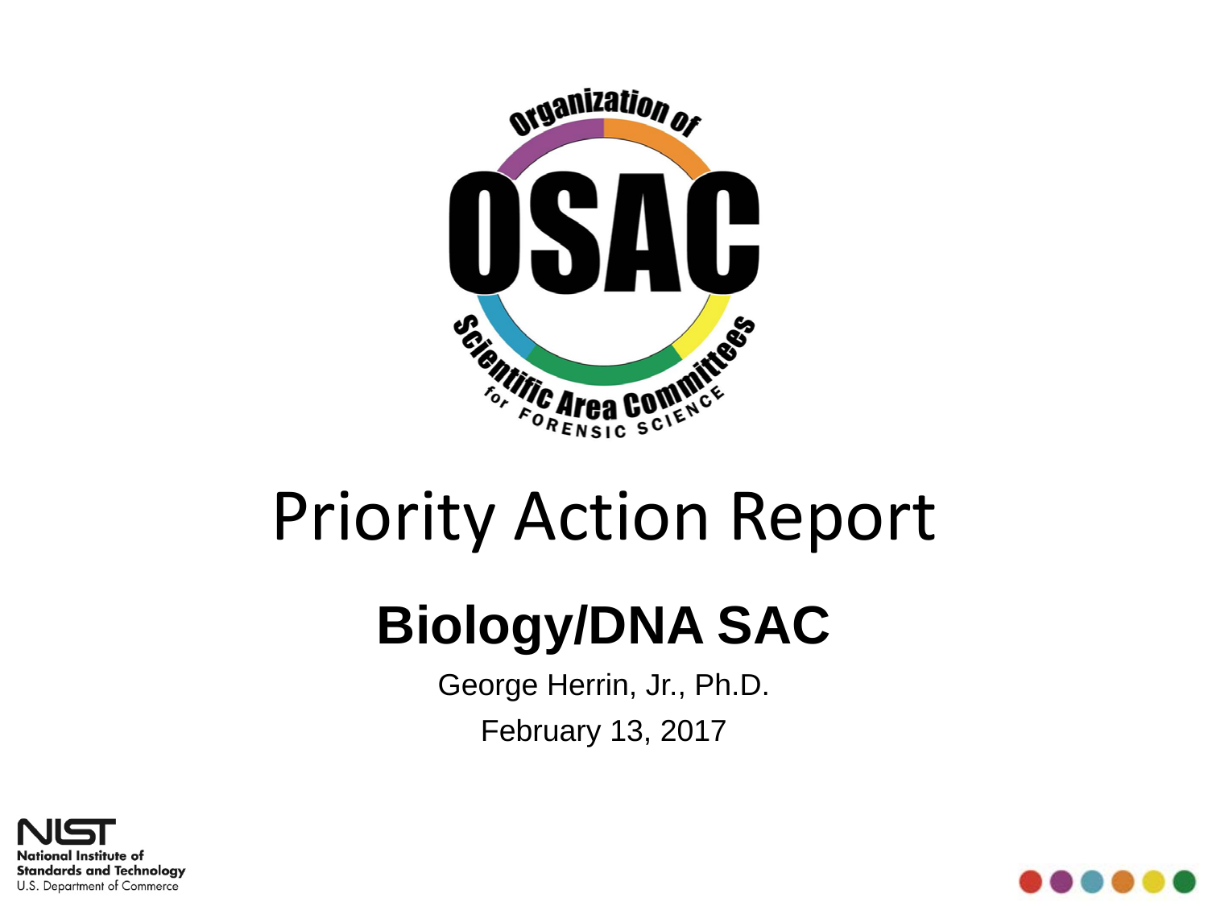# Priority Action Report

## Biology/DNA SAC

George Herrin, Jr., Ph.D.

February 13, 2017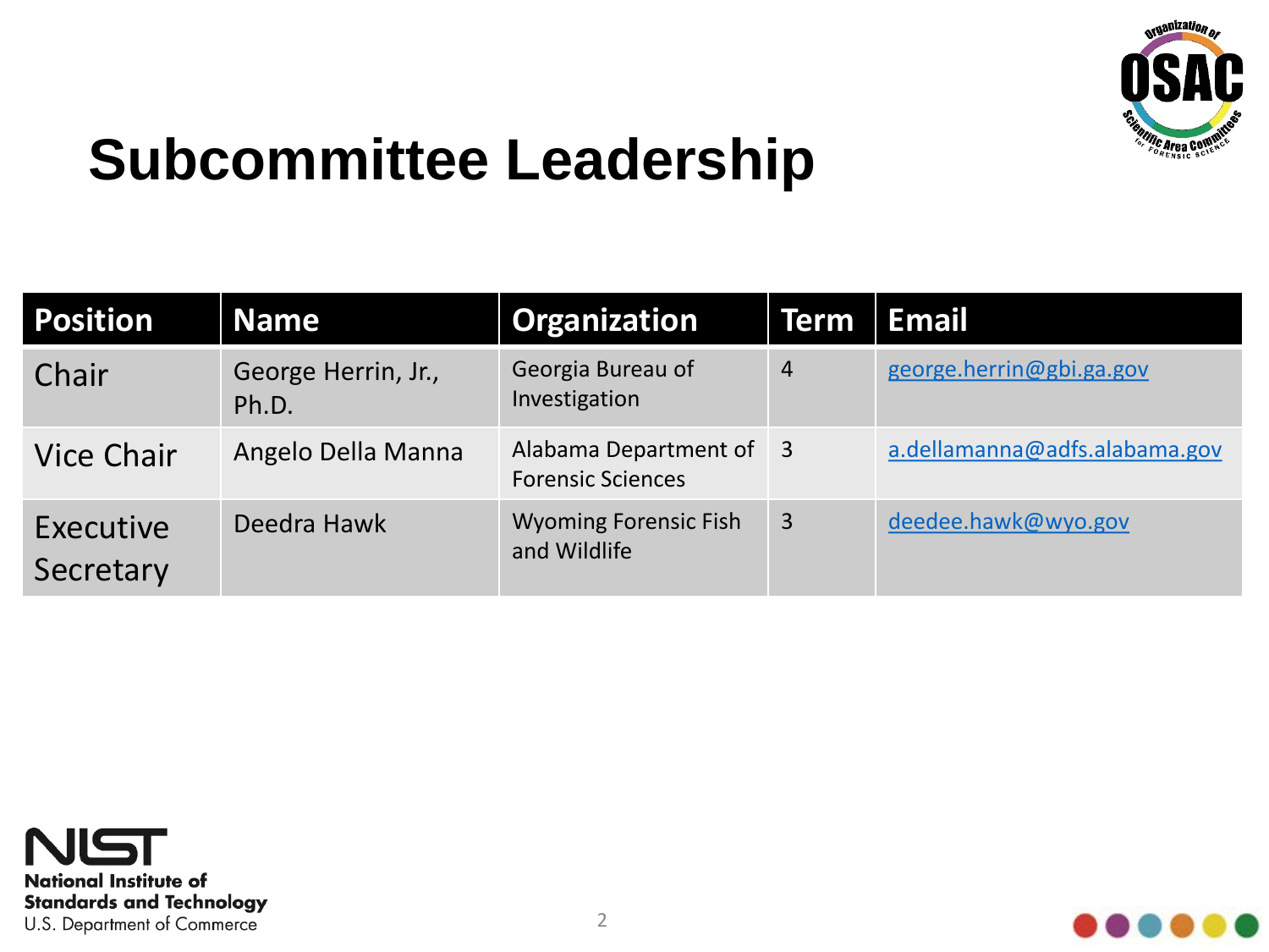# Subcommittee Leadership

| Position | Name | Organization | Term | Email |
|---|---|---|---|---|
| Chair | George Herrin, Jr., Ph.D. | Georgia Bureau of Investigation | 4 | george.herrin@gbi.ga.gov |
| Vice Chair | Angelo Della Manna | Alabama Department of Forensic Sciences | 3 | a.dellamanna@adfs.alabama.gov |
| Executive Secretary | Deedra Hawk | Wyoming Forensic Fish and Wildlife | 3 | deedee.hawk@wyo.gov |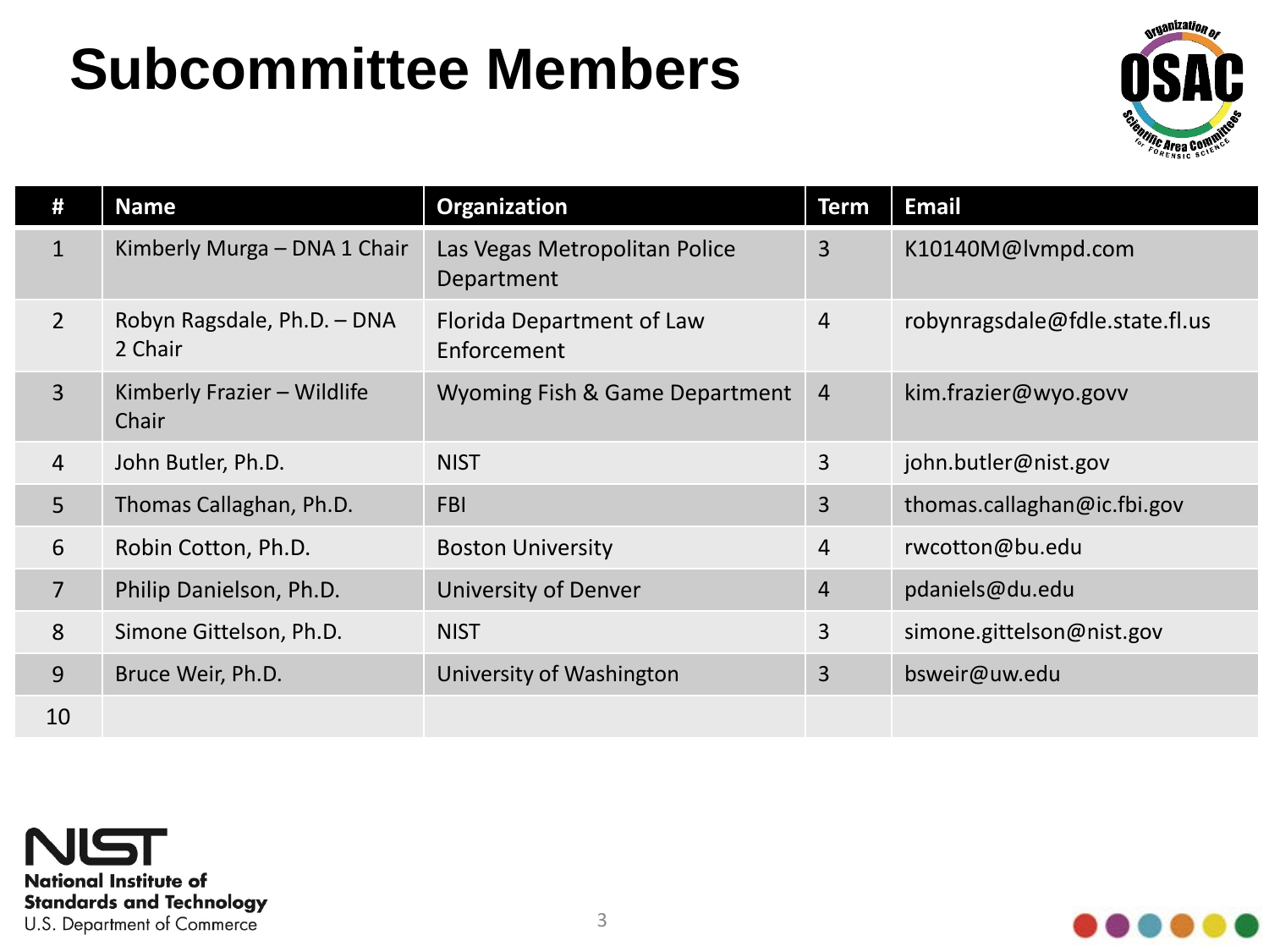# Subcommittee Members

| # | Name | Organization | Term | Email |
|---|---|---|---|---|
| 1 | Kimberly Murga – DNA 1 Chair | Las Vegas Metropolitan Police Department | 3 | K10140M@lvmpd.com |
| 2 | Robyn Ragsdale, Ph.D. – DNA 2 Chair | Florida Department of Law Enforcement | 4 | robynragsdale@fdle.state.fl.us |
| 3 | Kimberly Frazier – Wildlife Chair | Wyoming Fish & Game Department | 4 | kim.frazier@wyo.govv |
| 4 | John Butler, Ph.D. | NIST | 3 | john.butler@nist.gov |
| 5 | Thomas Callaghan, Ph.D. | FBI | 3 | thomas.callaghan@ic.fbi.gov |
| 6 | Robin Cotton, Ph.D. | Boston University | 4 | rwcotton@bu.edu |
| 7 | Philip Danielson, Ph.D. | University of Denver | 4 | pdaniels@du.edu |
| 8 | Simone Gittelson, Ph.D. | NIST | 3 | simone.gittelson@nist.gov |
| 9 | Bruce Weir, Ph.D. | University of Washington | 3 | bsweir@uw.edu |
| 10 | | | | |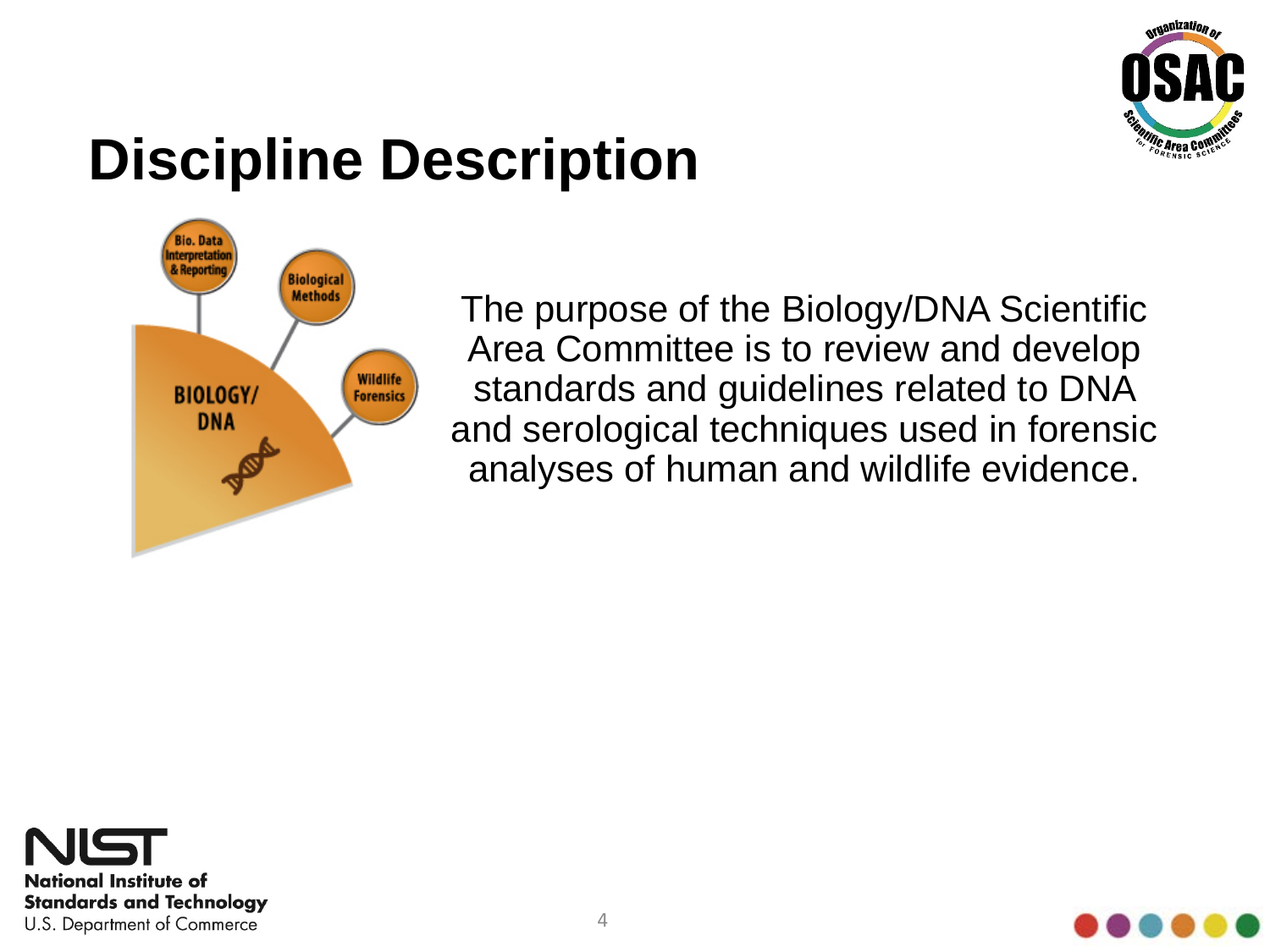# Discipline Description

Bio. Data Interpretation & Reporting

Biological Methods

Wildlife Forensics

BIOLOGY/ DNA

The purpose of the Biology/DNA Scientific Area Committee is to review and develop standards and guidelines related to DNA and serological techniques used in forensic analyses of human and wildlife evidence.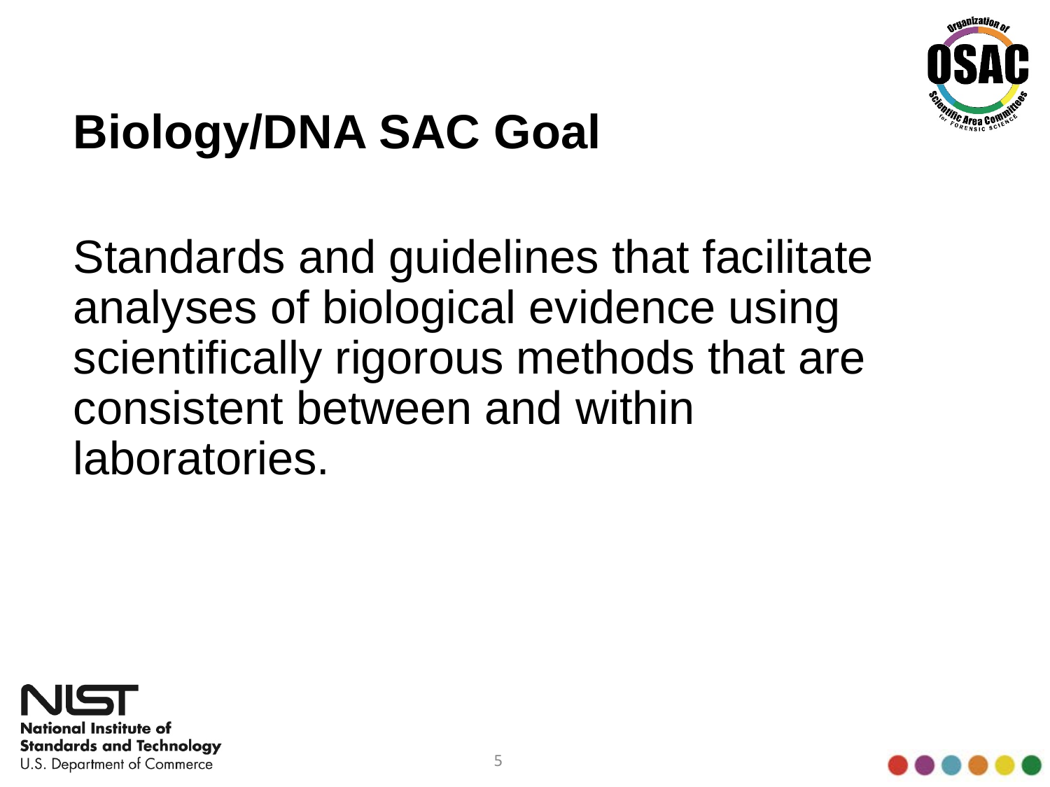# Biology/DNA SAC Goal

Standards and guidelines that facilitate analyses of biological evidence using scientifically rigorous methods that are consistent between and within laboratories.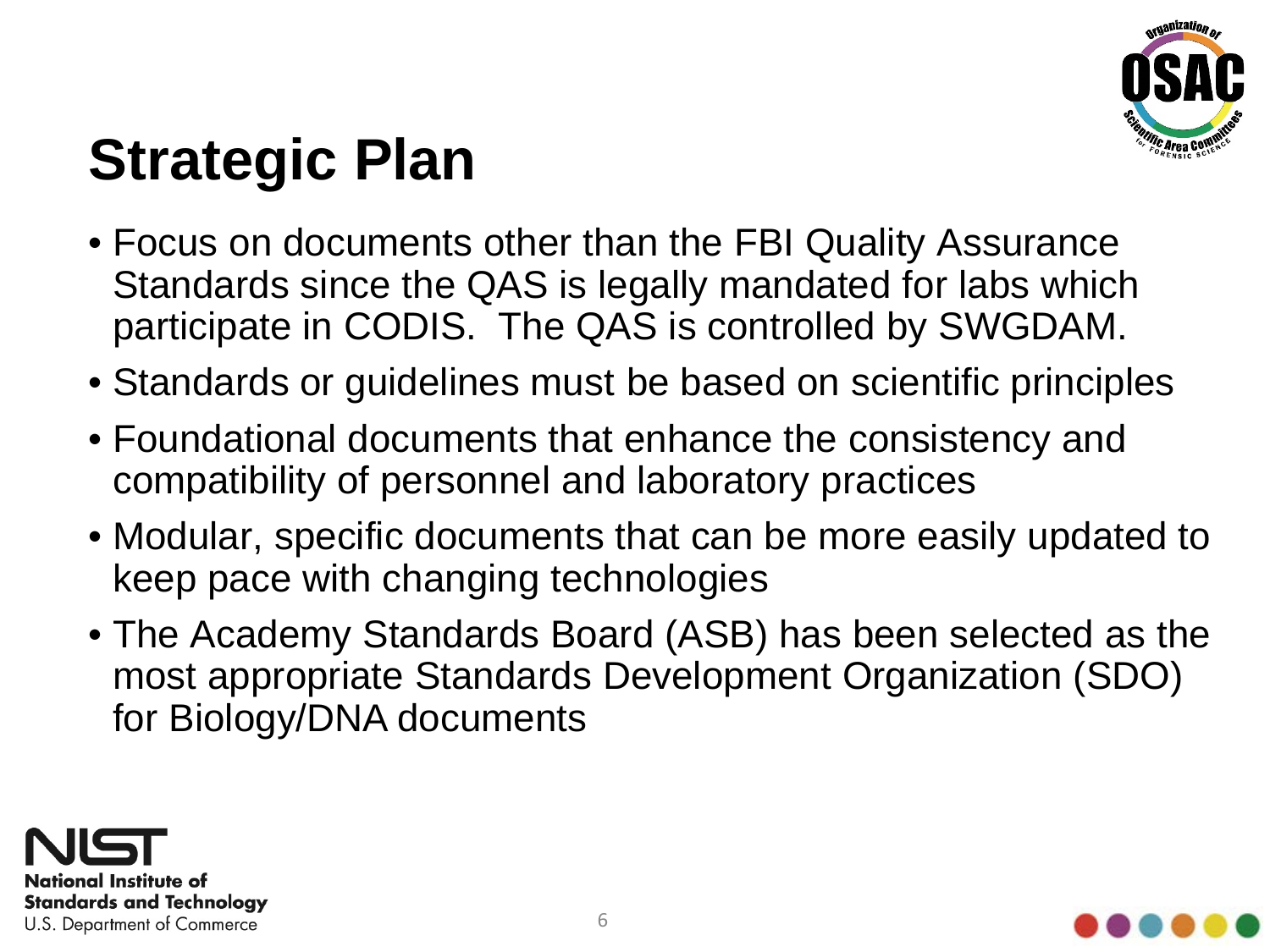# Strategic Plan

- Focus on documents other than the FBI Quality Assurance Standards since the QAS is legally mandated for labs which participate in CODIS.  The QAS is controlled by SWGDAM.
- Standards or guidelines must be based on scientific principles
- Foundational documents that enhance the consistency and compatibility of personnel and laboratory practices
- Modular, specific documents that can be more easily updated to keep pace with changing technologies
- The Academy Standards Board (ASB) has been selected as the most appropriate Standards Development Organization (SDO) for Biology/DNA documents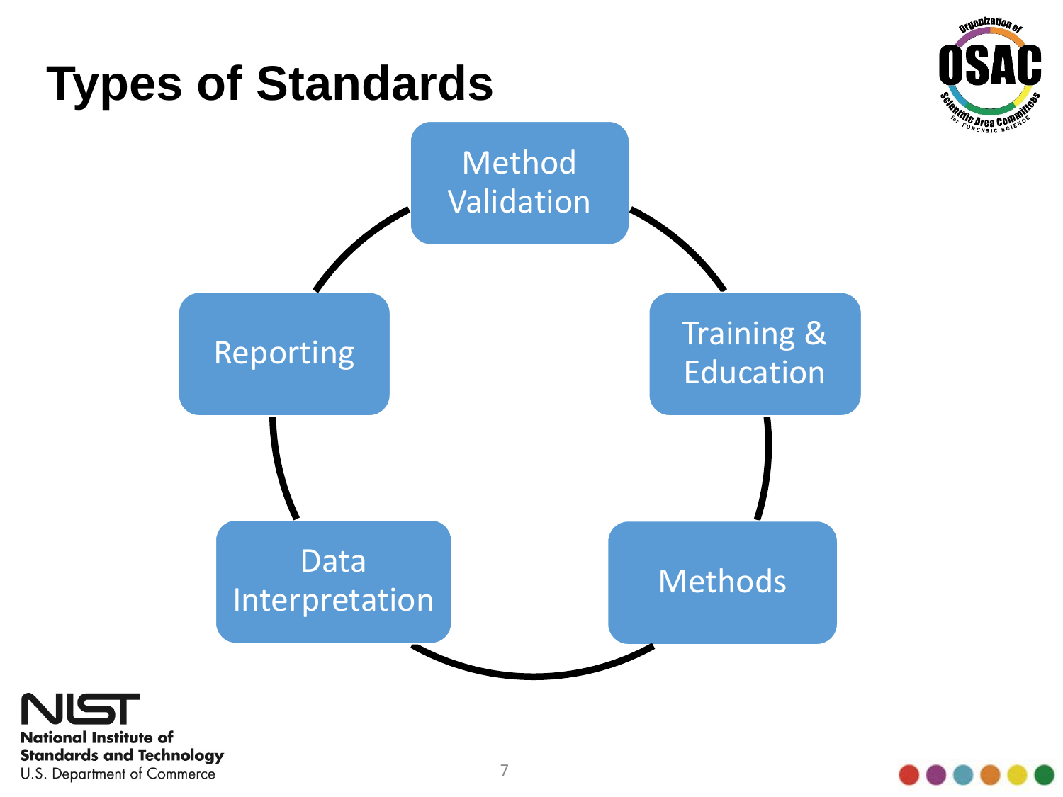# Types of Standards

- Method Validation
- Training & Education
- Methods
- Data Interpretation
- Reporting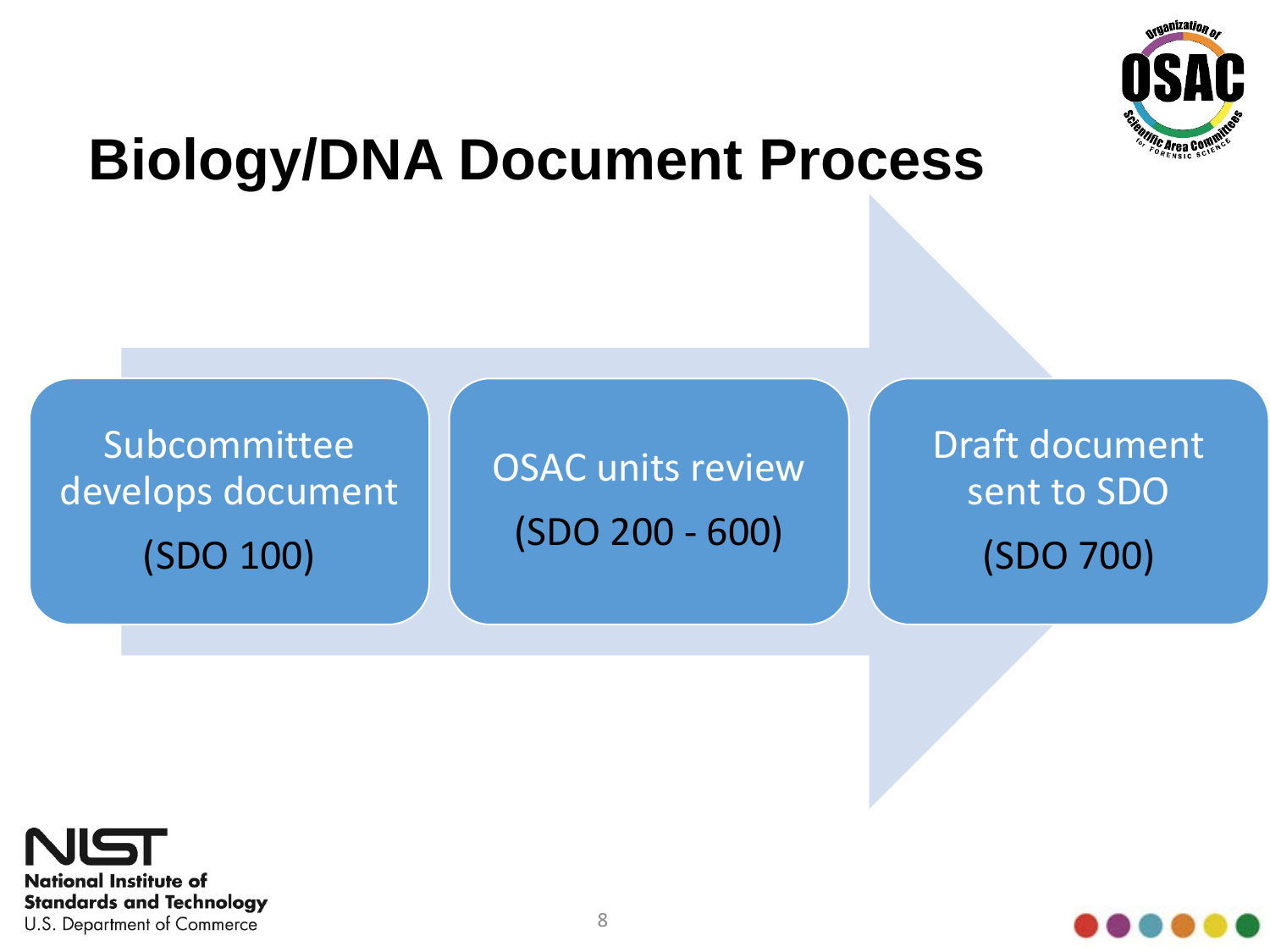# Biology/DNA Document Process

- Subcommittee develops document (SDO 100)
- OSAC units review (SDO 200 - 600)
- Draft document sent to SDO (SDO 700)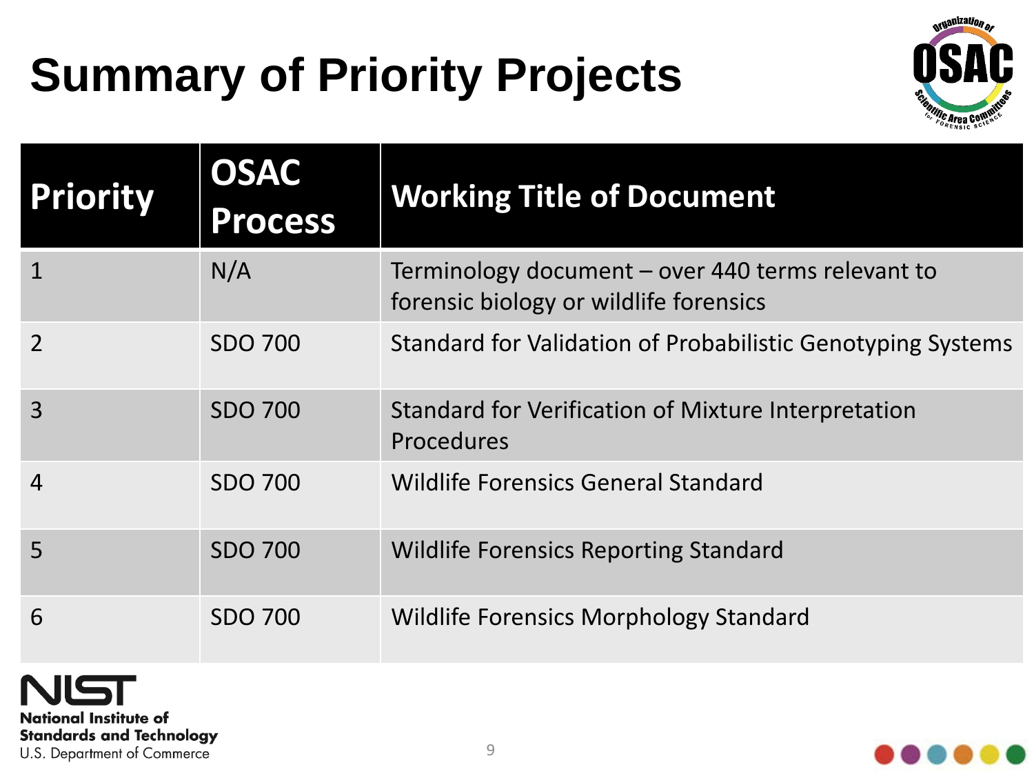# Summary of Priority Projects

| Priority | OSAC Process | Working Title of Document |
|---|---|---|
| 1 | N/A | Terminology document – over 440 terms relevant to forensic biology or wildlife forensics |
| 2 | SDO 700 | Standard for Validation of Probabilistic Genotyping Systems |
| 3 | SDO 700 | Standard for Verification of Mixture Interpretation Procedures |
| 4 | SDO 700 | Wildlife Forensics General Standard |
| 5 | SDO 700 | Wildlife Forensics Reporting Standard |
| 6 | SDO 700 | Wildlife Forensics Morphology Standard |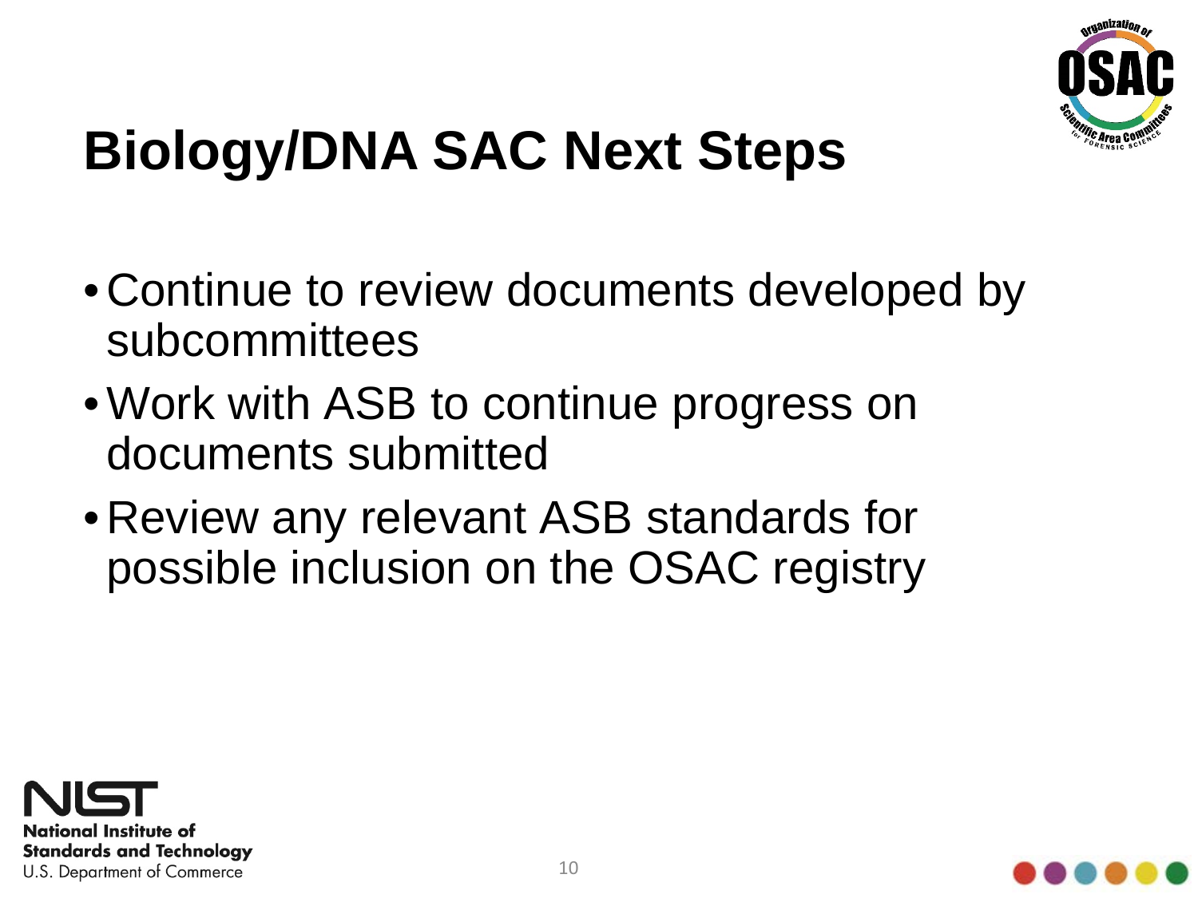# Biology/DNA SAC Next Steps

- Continue to review documents developed by subcommittees
- Work with ASB to continue progress on documents submitted
- Review any relevant ASB standards for possible inclusion on the OSAC registry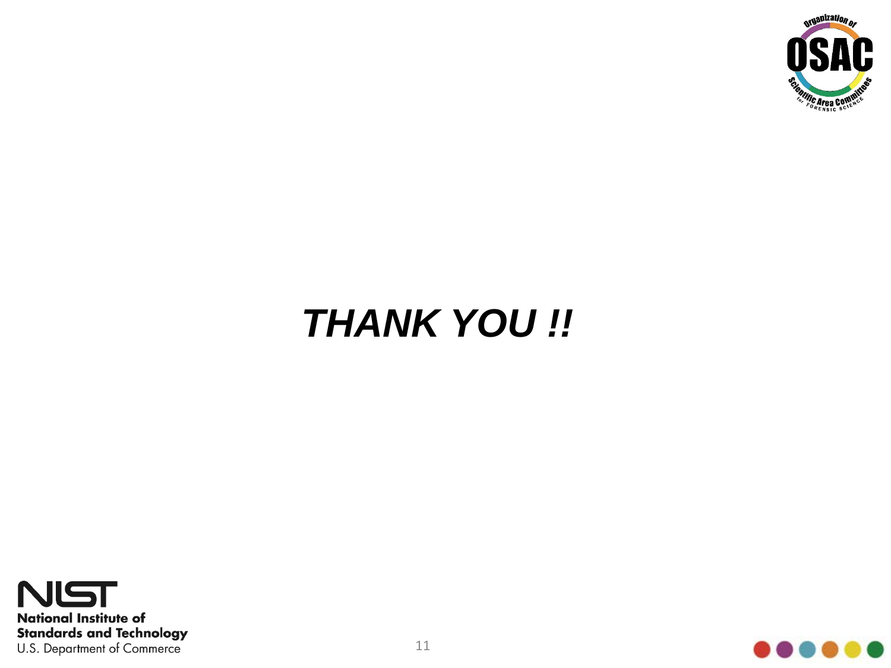***THANK YOU !!***